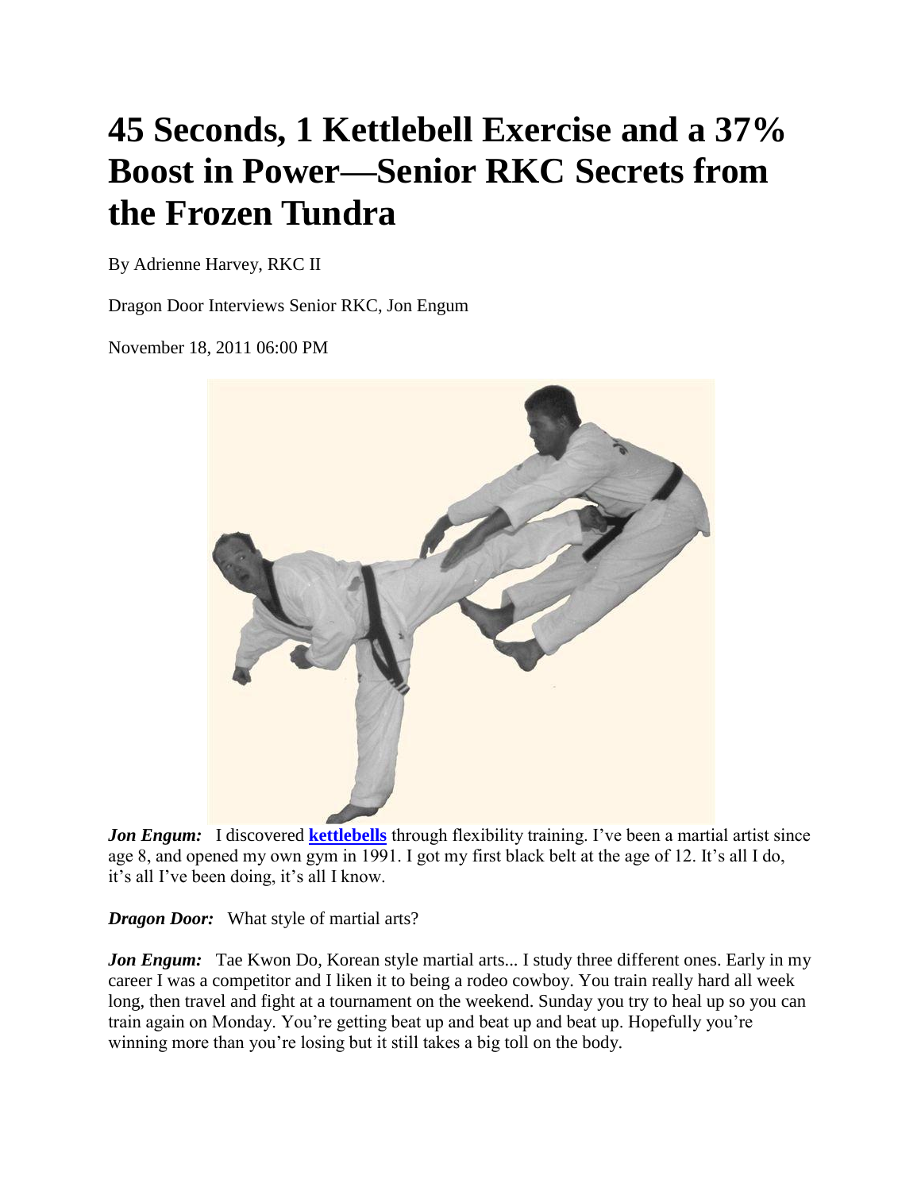# 45 Seconds, 1 Kettlebell Exercise and a 37% Boost in Power—Senior RKC Secrets from the Frozen Tundra

By Adrienne Harvey, RKC II

Dragon Door Interviews Senior RKC, Jon Engum

November 18, 2011 06:00 PM

***Jon Engum:*** I discovered **kettlebells** through flexibility training. I've been a martial artist since age 8, and opened my own gym in 1991. I got my first black belt at the age of 12. It's all I do, it's all I've been doing, it's all I know.

***Dragon Door:*** What style of martial arts?

***Jon Engum:*** Tae Kwon Do, Korean style martial arts... I study three different ones. Early in my career I was a competitor and I liken it to being a rodeo cowboy. You train really hard all week long, then travel and fight at a tournament on the weekend. Sunday you try to heal up so you can train again on Monday. You're getting beat up and beat up and beat up. Hopefully you're winning more than you're losing but it still takes a big toll on the body.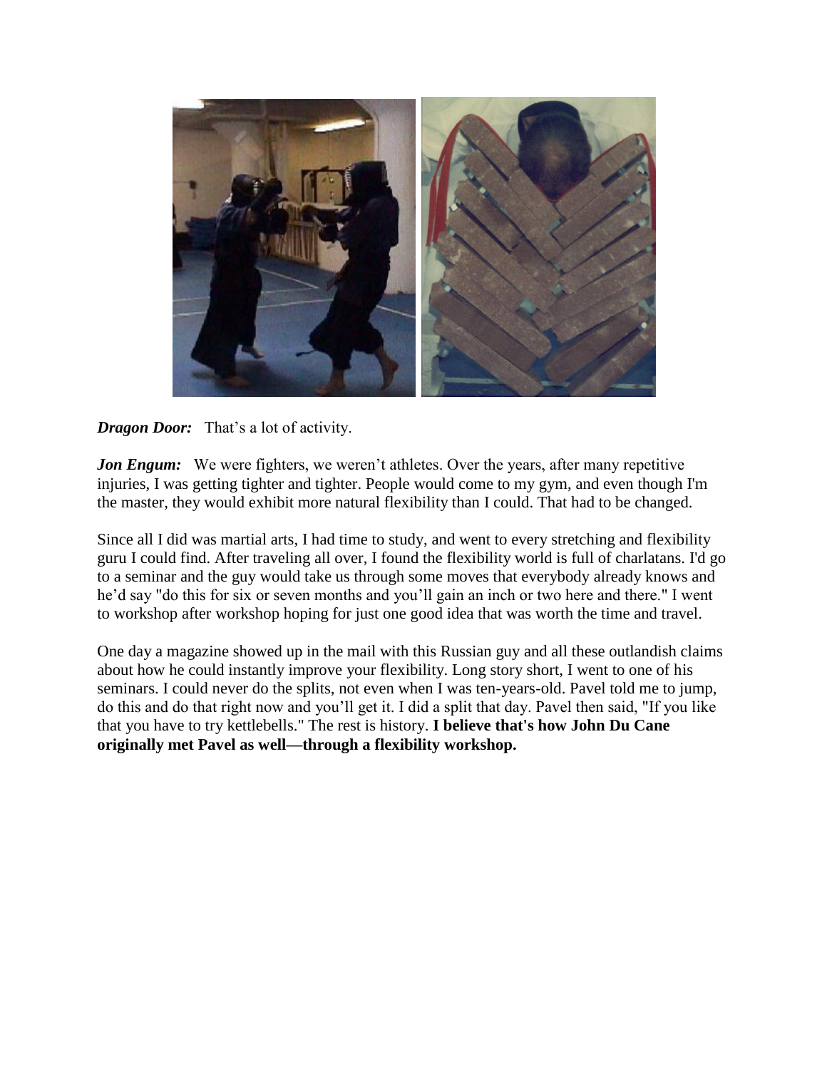***Dragon Door:*** That's a lot of activity.

***Jon Engum:*** We were fighters, we weren't athletes. Over the years, after many repetitive injuries, I was getting tighter and tighter. People would come to my gym, and even though I'm the master, they would exhibit more natural flexibility than I could. That had to be changed.

Since all I did was martial arts, I had time to study, and went to every stretching and flexibility guru I could find. After traveling all over, I found the flexibility world is full of charlatans. I'd go to a seminar and the guy would take us through some moves that everybody already knows and he'd say "do this for six or seven months and you'll gain an inch or two here and there." I went to workshop after workshop hoping for just one good idea that was worth the time and travel.

One day a magazine showed up in the mail with this Russian guy and all these outlandish claims about how he could instantly improve your flexibility. Long story short, I went to one of his seminars. I could never do the splits, not even when I was ten-years-old. Pavel told me to jump, do this and do that right now and you'll get it. I did a split that day. Pavel then said, "If you like that you have to try kettlebells." The rest is history. **I believe that's how John Du Cane originally met Pavel as well—through a flexibility workshop.**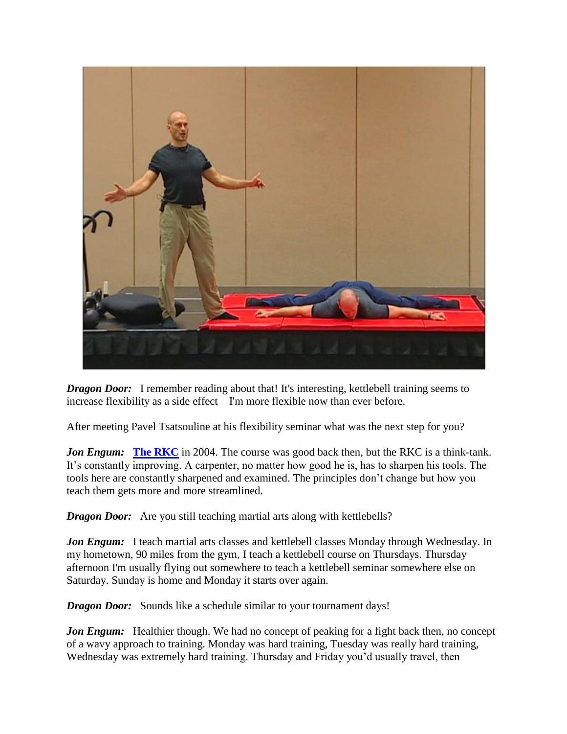***Dragon Door:*** I remember reading about that! It's interesting, kettlebell training seems to increase flexibility as a side effect—I'm more flexible now than ever before.

After meeting Pavel Tsatsouline at his flexibility seminar what was the next step for you?

***Jon Engum:*** **The RKC** in 2004. The course was good back then, but the RKC is a think-tank. It's constantly improving. A carpenter, no matter how good he is, has to sharpen his tools. The tools here are constantly sharpened and examined. The principles don't change but how you teach them gets more and more streamlined.

***Dragon Door:*** Are you still teaching martial arts along with kettlebells?

***Jon Engum:*** I teach martial arts classes and kettlebell classes Monday through Wednesday. In my hometown, 90 miles from the gym, I teach a kettlebell course on Thursdays. Thursday afternoon I'm usually flying out somewhere to teach a kettlebell seminar somewhere else on Saturday. Sunday is home and Monday it starts over again.

***Dragon Door:*** Sounds like a schedule similar to your tournament days!

***Jon Engum:*** Healthier though. We had no concept of peaking for a fight back then, no concept of a wavy approach to training. Monday was hard training, Tuesday was really hard training, Wednesday was extremely hard training. Thursday and Friday you'd usually travel, then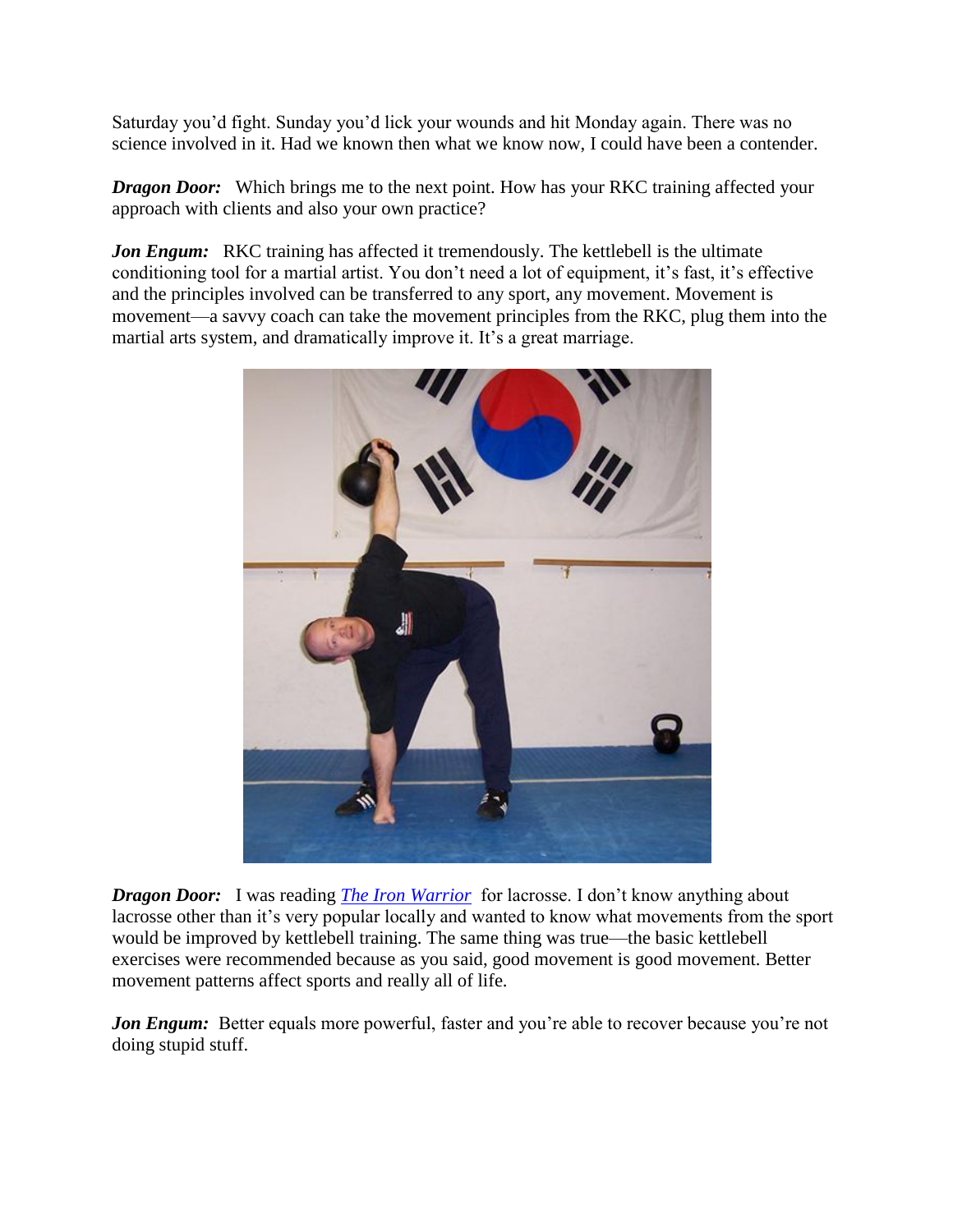Saturday you'd fight. Sunday you'd lick your wounds and hit Monday again. There was no science involved in it. Had we known then what we know now, I could have been a contender.

***Dragon Door:*** Which brings me to the next point. How has your RKC training affected your approach with clients and also your own practice?

***Jon Engum:*** RKC training has affected it tremendously. The kettlebell is the ultimate conditioning tool for a martial artist. You don't need a lot of equipment, it's fast, it's effective and the principles involved can be transferred to any sport, any movement. Movement is movement—a savvy coach can take the movement principles from the RKC, plug them into the martial arts system, and dramatically improve it. It's a great marriage.

***Dragon Door:*** I was reading *The Iron Warrior* for lacrosse. I don't know anything about lacrosse other than it's very popular locally and wanted to know what movements from the sport would be improved by kettlebell training. The same thing was true—the basic kettlebell exercises were recommended because as you said, good movement is good movement. Better movement patterns affect sports and really all of life.

***Jon Engum:*** Better equals more powerful, faster and you're able to recover because you're not doing stupid stuff.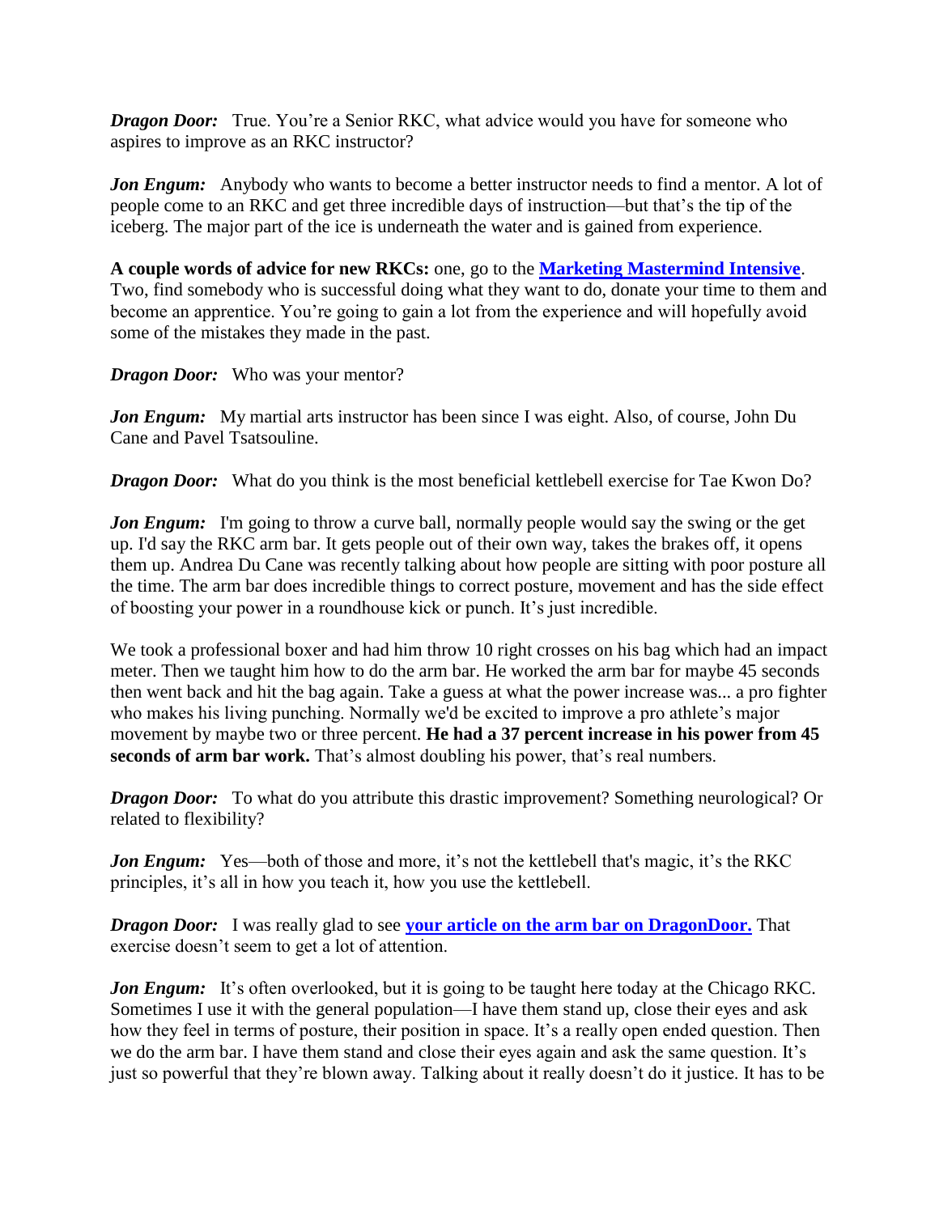***Dragon Door:*** True. You're a Senior RKC, what advice would you have for someone who aspires to improve as an RKC instructor?

***Jon Engum:*** Anybody who wants to become a better instructor needs to find a mentor. A lot of people come to an RKC and get three incredible days of instruction—but that's the tip of the iceberg. The major part of the ice is underneath the water and is gained from experience.

**A couple words of advice for new RKCs:** one, go to the **[Marketing Mastermind Intensive]()**. Two, find somebody who is successful doing what they want to do, donate your time to them and become an apprentice. You're going to gain a lot from the experience and will hopefully avoid some of the mistakes they made in the past.

***Dragon Door:*** Who was your mentor?

***Jon Engum:*** My martial arts instructor has been since I was eight. Also, of course, John Du Cane and Pavel Tsatsouline.

***Dragon Door:*** What do you think is the most beneficial kettlebell exercise for Tae Kwon Do?

***Jon Engum:*** I'm going to throw a curve ball, normally people would say the swing or the get up. I'd say the RKC arm bar. It gets people out of their own way, takes the brakes off, it opens them up. Andrea Du Cane was recently talking about how people are sitting with poor posture all the time. The arm bar does incredible things to correct posture, movement and has the side effect of boosting your power in a roundhouse kick or punch. It's just incredible.

We took a professional boxer and had him throw 10 right crosses on his bag which had an impact meter. Then we taught him how to do the arm bar. He worked the arm bar for maybe 45 seconds then went back and hit the bag again. Take a guess at what the power increase was... a pro fighter who makes his living punching. Normally we'd be excited to improve a pro athlete's major movement by maybe two or three percent. **He had a 37 percent increase in his power from 45 seconds of arm bar work.** That's almost doubling his power, that's real numbers.

***Dragon Door:*** To what do you attribute this drastic improvement? Something neurological? Or related to flexibility?

***Jon Engum:*** Yes—both of those and more, it's not the kettlebell that's magic, it's the RKC principles, it's all in how you teach it, how you use the kettlebell.

***Dragon Door:*** I was really glad to see **[your article on the arm bar on DragonDoor.]()** That exercise doesn't seem to get a lot of attention.

***Jon Engum:*** It's often overlooked, but it is going to be taught here today at the Chicago RKC. Sometimes I use it with the general population—I have them stand up, close their eyes and ask how they feel in terms of posture, their position in space. It's a really open ended question. Then we do the arm bar. I have them stand and close their eyes again and ask the same question. It's just so powerful that they're blown away. Talking about it really doesn't do it justice. It has to be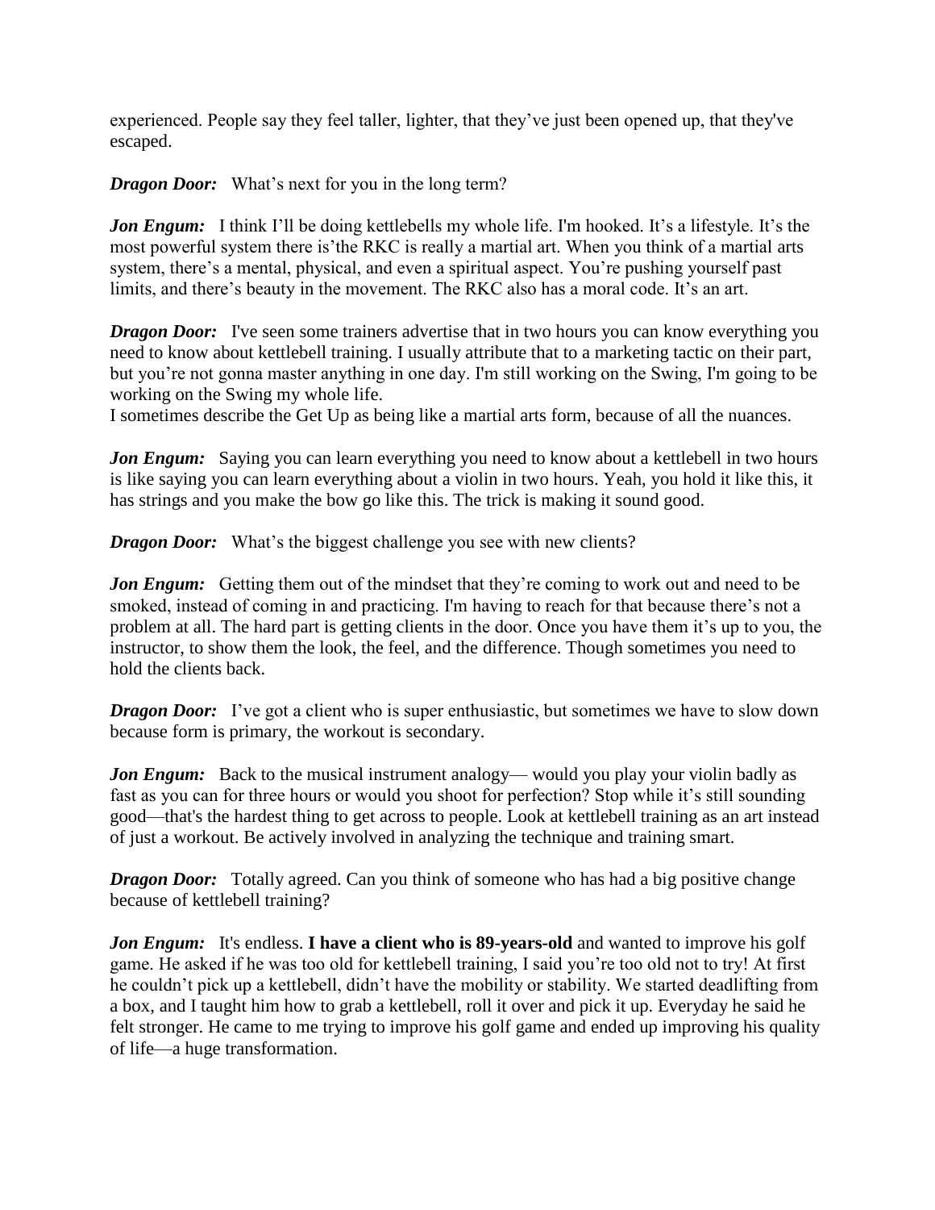experienced. People say they feel taller, lighter, that they've just been opened up, that they've escaped.

***Dragon Door:*** What's next for you in the long term?

***Jon Engum:*** I think I'll be doing kettlebells my whole life. I'm hooked. It's a lifestyle. It's the most powerful system there is'the RKC is really a martial art. When you think of a martial arts system, there's a mental, physical, and even a spiritual aspect. You're pushing yourself past limits, and there's beauty in the movement. The RKC also has a moral code. It's an art.

***Dragon Door:*** I've seen some trainers advertise that in two hours you can know everything you need to know about kettlebell training. I usually attribute that to a marketing tactic on their part, but you're not gonna master anything in one day. I'm still working on the Swing, I'm going to be working on the Swing my whole life.
I sometimes describe the Get Up as being like a martial arts form, because of all the nuances.

***Jon Engum:*** Saying you can learn everything you need to know about a kettlebell in two hours is like saying you can learn everything about a violin in two hours. Yeah, you hold it like this, it has strings and you make the bow go like this. The trick is making it sound good.

***Dragon Door:*** What's the biggest challenge you see with new clients?

***Jon Engum:*** Getting them out of the mindset that they're coming to work out and need to be smoked, instead of coming in and practicing. I'm having to reach for that because there's not a problem at all. The hard part is getting clients in the door. Once you have them it's up to you, the instructor, to show them the look, the feel, and the difference. Though sometimes you need to hold the clients back.

***Dragon Door:*** I've got a client who is super enthusiastic, but sometimes we have to slow down because form is primary, the workout is secondary.

***Jon Engum:*** Back to the musical instrument analogy— would you play your violin badly as fast as you can for three hours or would you shoot for perfection? Stop while it's still sounding good—that's the hardest thing to get across to people. Look at kettlebell training as an art instead of just a workout. Be actively involved in analyzing the technique and training smart.

***Dragon Door:*** Totally agreed. Can you think of someone who has had a big positive change because of kettlebell training?

***Jon Engum:*** It's endless. **I have a client who is 89-years-old** and wanted to improve his golf game. He asked if he was too old for kettlebell training, I said you're too old not to try! At first he couldn't pick up a kettlebell, didn't have the mobility or stability. We started deadlifting from a box, and I taught him how to grab a kettlebell, roll it over and pick it up. Everyday he said he felt stronger. He came to me trying to improve his golf game and ended up improving his quality of life—a huge transformation.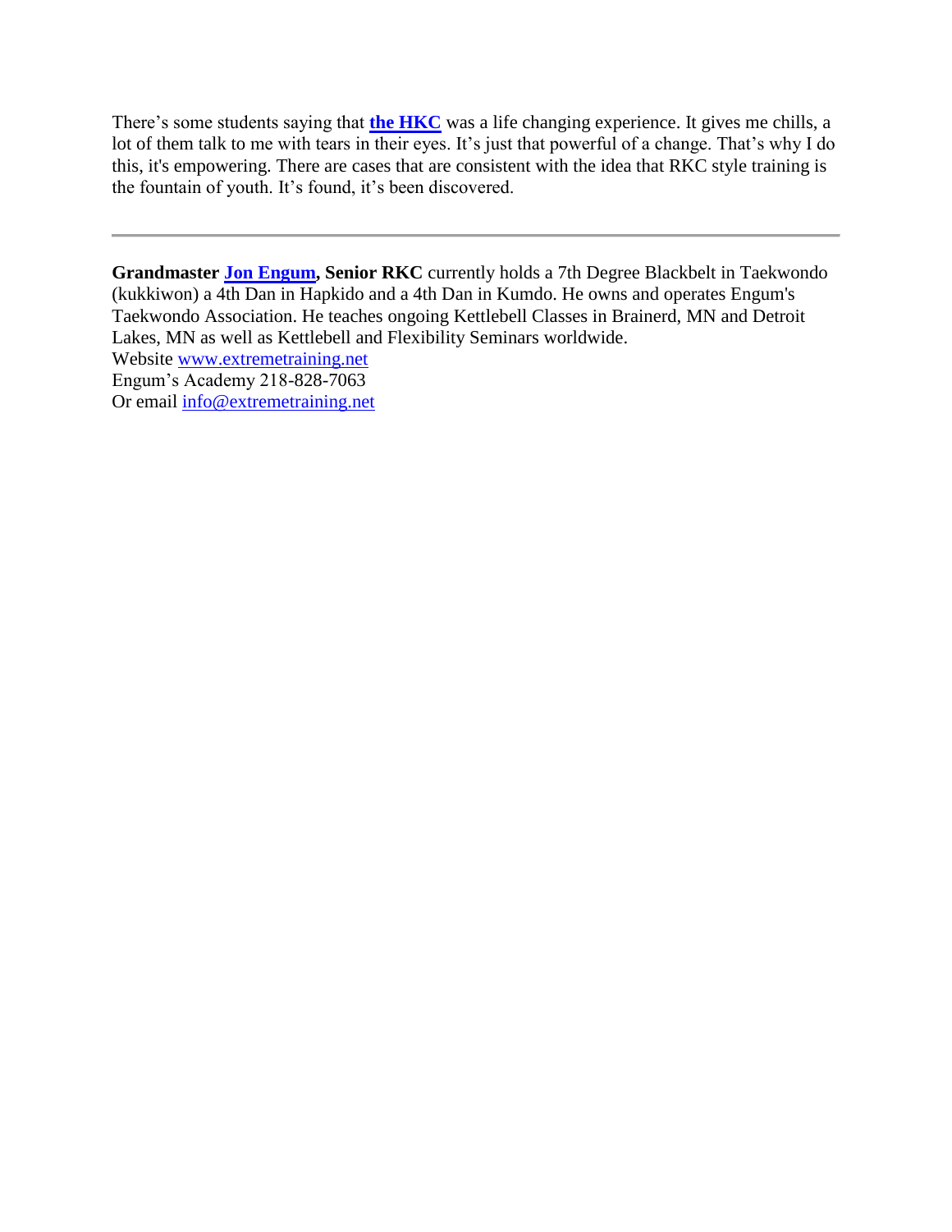There's some students saying that **the HKC** was a life changing experience. It gives me chills, a lot of them talk to me with tears in their eyes. It's just that powerful of a change. That's why I do this, it's empowering. There are cases that are consistent with the idea that RKC style training is the fountain of youth. It's found, it's been discovered.

---

**Grandmaster Jon Engum, Senior RKC** currently holds a 7th Degree Blackbelt in Taekwondo (kukkiwon) a 4th Dan in Hapkido and a 4th Dan in Kumdo. He owns and operates Engum's Taekwondo Association. He teaches ongoing Kettlebell Classes in Brainerd, MN and Detroit Lakes, MN as well as Kettlebell and Flexibility Seminars worldwide.
Website www.extremetraining.net
Engum's Academy 218-828-7063
Or email info@extremetraining.net